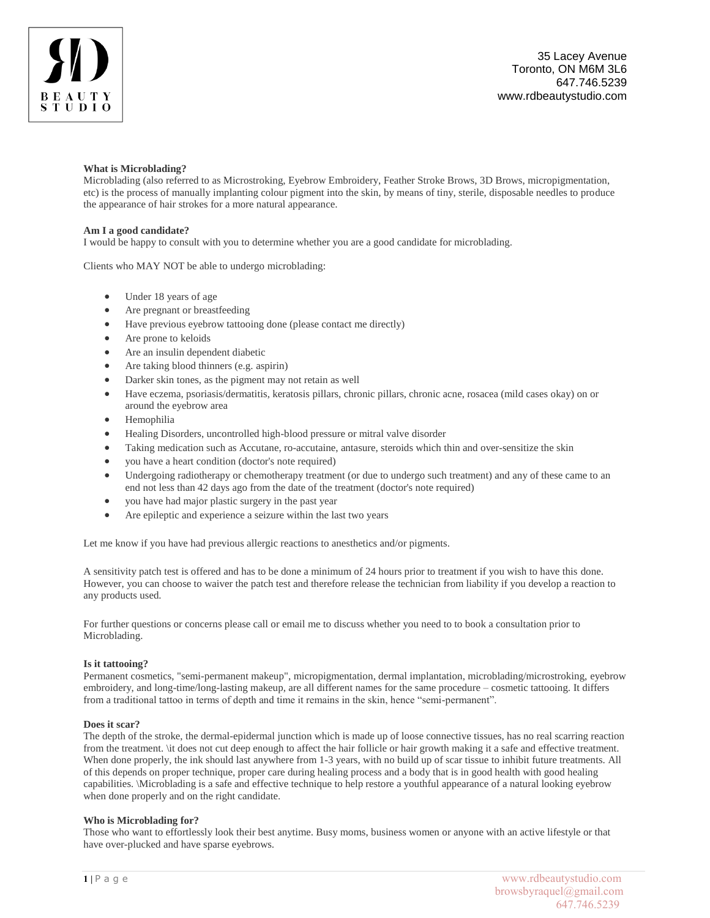RD BEAUTY STUDIO

35 Lacey Avenue
Toronto, ON M6M 3L6
647.746.5239
www.rdbeautystudio.com

**What is Microblading?**
Microblading (also referred to as Microstroking, Eyebrow Embroidery, Feather Stroke Brows, 3D Brows, micropigmentation, etc) is the process of manually implanting colour pigment into the skin, by means of tiny, sterile, disposable needles to produce the appearance of hair strokes for a more natural appearance.

**Am I a good candidate?**
I would be happy to consult with you to determine whether you are a good candidate for microblading.

Clients who MAY NOT be able to undergo microblading:

- Under 18 years of age
- Are pregnant or breastfeeding
- Have previous eyebrow tattooing done (please contact me directly)
- Are prone to keloids
- Are an insulin dependent diabetic
- Are taking blood thinners (e.g. aspirin)
- Darker skin tones, as the pigment may not retain as well
- Have eczema, psoriasis/dermatitis, keratosis pillars, chronic pillars, chronic acne, rosacea (mild cases okay) on or around the eyebrow area
- Hemophilia
- Healing Disorders, uncontrolled high-blood pressure or mitral valve disorder
- Taking medication such as Accutane, ro-accutaine, antasure, steroids which thin and over-sensitize the skin
- you have a heart condition (doctor's note required)
- Undergoing radiotherapy or chemotherapy treatment (or due to undergo such treatment) and any of these came to an end not less than 42 days ago from the date of the treatment (doctor's note required)
- you have had major plastic surgery in the past year
- Are epileptic and experience a seizure within the last two years

Let me know if you have had previous allergic reactions to anesthetics and/or pigments.

A sensitivity patch test is offered and has to be done a minimum of 24 hours prior to treatment if you wish to have this done. However, you can choose to waiver the patch test and therefore release the technician from liability if you develop a reaction to any products used.

For further questions or concerns please call or email me to discuss whether you need to to book a consultation prior to Microblading.

**Is it tattooing?**
Permanent cosmetics, "semi-permanent makeup", micropigmentation, dermal implantation, microblading/microstroking, eyebrow embroidery, and long-time/long-lasting makeup, are all different names for the same procedure – cosmetic tattooing. It differs from a traditional tattoo in terms of depth and time it remains in the skin, hence "semi-permanent".

**Does it scar?**
The depth of the stroke, the dermal-epidermal junction which is made up of loose connective tissues, has no real scarring reaction from the treatment. \it does not cut deep enough to affect the hair follicle or hair growth making it a safe and effective treatment. When done properly, the ink should last anywhere from 1-3 years, with no build up of scar tissue to inhibit future treatments. All of this depends on proper technique, proper care during healing process and a body that is in good health with good healing capabilities. \Microblading is a safe and effective technique to help restore a youthful appearance of a natural looking eyebrow when done properly and on the right candidate.

**Who is Microblading for?**
Those who want to effortlessly look their best anytime. Busy moms, business women or anyone with an active lifestyle or that have over-plucked and have sparse eyebrows.

www.rdbeautystudio.com
browsbyraquel@gmail.com
647.746.5239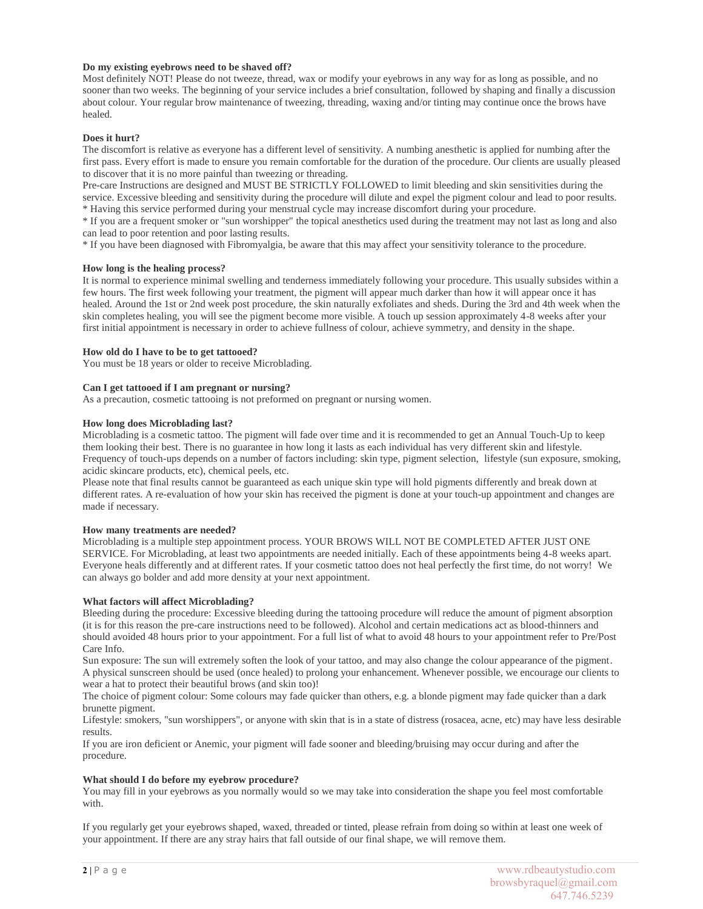**Do my existing eyebrows need to be shaved off?**

Most definitely NOT! Please do not tweeze, thread, wax or modify your eyebrows in any way for as long as possible, and no sooner than two weeks. The beginning of your service includes a brief consultation, followed by shaping and finally a discussion about colour. Your regular brow maintenance of tweezing, threading, waxing and/or tinting may continue once the brows have healed.

**Does it hurt?**

The discomfort is relative as everyone has a different level of sensitivity. A numbing anesthetic is applied for numbing after the first pass. Every effort is made to ensure you remain comfortable for the duration of the procedure. Our clients are usually pleased to discover that it is no more painful than tweezing or threading.

Pre-care Instructions are designed and MUST BE STRICTLY FOLLOWED to limit bleeding and skin sensitivities during the service. Excessive bleeding and sensitivity during the procedure will dilute and expel the pigment colour and lead to poor results.

* Having this service performed during your menstrual cycle may increase discomfort during your procedure.
* If you are a frequent smoker or "sun worshipper" the topical anesthetics used during the treatment may not last as long and also can lead to poor retention and poor lasting results.
* If you have been diagnosed with Fibromyalgia, be aware that this may affect your sensitivity tolerance to the procedure.

**How long is the healing process?**

It is normal to experience minimal swelling and tenderness immediately following your procedure. This usually subsides within a few hours. The first week following your treatment, the pigment will appear much darker than how it will appear once it has healed. Around the 1st or 2nd week post procedure, the skin naturally exfoliates and sheds. During the 3rd and 4th week when the skin completes healing, you will see the pigment become more visible. A touch up session approximately 4-8 weeks after your first initial appointment is necessary in order to achieve fullness of colour, achieve symmetry, and density in the shape.

**How old do I have to be to get tattooed?**

You must be 18 years or older to receive Microblading.

**Can I get tattooed if I am pregnant or nursing?**

As a precaution, cosmetic tattooing is not preformed on pregnant or nursing women.

**How long does Microblading last?**

Microblading is a cosmetic tattoo. The pigment will fade over time and it is recommended to get an Annual Touch-Up to keep them looking their best. There is no guarantee in how long it lasts as each individual has very different skin and lifestyle. Frequency of touch-ups depends on a number of factors including: skin type, pigment selection, lifestyle (sun exposure, smoking, acidic skincare products, etc), chemical peels, etc.

Please note that final results cannot be guaranteed as each unique skin type will hold pigments differently and break down at different rates. A re-evaluation of how your skin has received the pigment is done at your touch-up appointment and changes are made if necessary.

**How many treatments are needed?**

Microblading is a multiple step appointment process. YOUR BROWS WILL NOT BE COMPLETED AFTER JUST ONE SERVICE. For Microblading, at least two appointments are needed initially. Each of these appointments being 4-8 weeks apart. Everyone heals differently and at different rates. If your cosmetic tattoo does not heal perfectly the first time, do not worry! We can always go bolder and add more density at your next appointment.

**What factors will affect Microblading?**

Bleeding during the procedure: Excessive bleeding during the tattooing procedure will reduce the amount of pigment absorption (it is for this reason the pre-care instructions need to be followed). Alcohol and certain medications act as blood-thinners and should avoided 48 hours prior to your appointment. For a full list of what to avoid 48 hours to your appointment refer to Pre/Post Care Info.

Sun exposure: The sun will extremely soften the look of your tattoo, and may also change the colour appearance of the pigment. A physical sunscreen should be used (once healed) to prolong your enhancement. Whenever possible, we encourage our clients to wear a hat to protect their beautiful brows (and skin too)!

The choice of pigment colour: Some colours may fade quicker than others, e.g. a blonde pigment may fade quicker than a dark brunette pigment.

Lifestyle: smokers, "sun worshippers", or anyone with skin that is in a state of distress (rosacea, acne, etc) may have less desirable results.

If you are iron deficient or Anemic, your pigment will fade sooner and bleeding/bruising may occur during and after the procedure.

**What should I do before my eyebrow procedure?**

You may fill in your eyebrows as you normally would so we may take into consideration the shape you feel most comfortable with.

If you regularly get your eyebrows shaped, waxed, threaded or tinted, please refrain from doing so within at least one week of your appointment. If there are any stray hairs that fall outside of our final shape, we will remove them.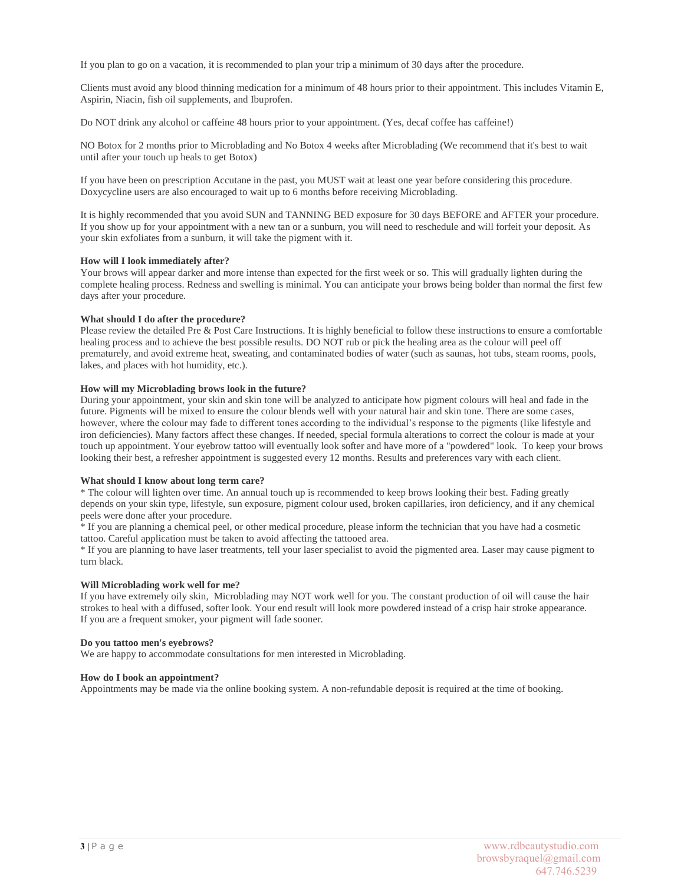If you plan to go on a vacation, it is recommended to plan your trip a minimum of 30 days after the procedure.

Clients must avoid any blood thinning medication for a minimum of 48 hours prior to their appointment. This includes Vitamin E, Aspirin, Niacin, fish oil supplements, and Ibuprofen.

Do NOT drink any alcohol or caffeine 48 hours prior to your appointment. (Yes, decaf coffee has caffeine!)

NO Botox for 2 months prior to Microblading and No Botox 4 weeks after Microblading (We recommend that it's best to wait until after your touch up heals to get Botox)

If you have been on prescription Accutane in the past, you MUST wait at least one year before considering this procedure. Doxycycline users are also encouraged to wait up to 6 months before receiving Microblading.

It is highly recommended that you avoid SUN and TANNING BED exposure for 30 days BEFORE and AFTER your procedure. If you show up for your appointment with a new tan or a sunburn, you will need to reschedule and will forfeit your deposit. As your skin exfoliates from a sunburn, it will take the pigment with it.

**How will I look immediately after?**
Your brows will appear darker and more intense than expected for the first week or so. This will gradually lighten during the complete healing process. Redness and swelling is minimal. You can anticipate your brows being bolder than normal the first few days after your procedure.

**What should I do after the procedure?**
Please review the detailed Pre & Post Care Instructions. It is highly beneficial to follow these instructions to ensure a comfortable healing process and to achieve the best possible results. DO NOT rub or pick the healing area as the colour will peel off prematurely, and avoid extreme heat, sweating, and contaminated bodies of water (such as saunas, hot tubs, steam rooms, pools, lakes, and places with hot humidity, etc.).

**How will my Microblading brows look in the future?**
During your appointment, your skin and skin tone will be analyzed to anticipate how pigment colours will heal and fade in the future. Pigments will be mixed to ensure the colour blends well with your natural hair and skin tone. There are some cases, however, where the colour may fade to different tones according to the individual's response to the pigments (like lifestyle and iron deficiencies). Many factors affect these changes. If needed, special formula alterations to correct the colour is made at your touch up appointment. Your eyebrow tattoo will eventually look softer and have more of a "powdered" look. To keep your brows looking their best, a refresher appointment is suggested every 12 months. Results and preferences vary with each client.

**What should I know about long term care?**
* The colour will lighten over time. An annual touch up is recommended to keep brows looking their best. Fading greatly depends on your skin type, lifestyle, sun exposure, pigment colour used, broken capillaries, iron deficiency, and if any chemical peels were done after your procedure.
* If you are planning a chemical peel, or other medical procedure, please inform the technician that you have had a cosmetic tattoo. Careful application must be taken to avoid affecting the tattooed area.
* If you are planning to have laser treatments, tell your laser specialist to avoid the pigmented area. Laser may cause pigment to turn black.

**Will Microblading work well for me?**
If you have extremely oily skin, Microblading may NOT work well for you. The constant production of oil will cause the hair strokes to heal with a diffused, softer look. Your end result will look more powdered instead of a crisp hair stroke appearance. If you are a frequent smoker, your pigment will fade sooner.

**Do you tattoo men's eyebrows?**
We are happy to accommodate consultations for men interested in Microblading.

**How do I book an appointment?**
Appointments may be made via the online booking system. A non-refundable deposit is required at the time of booking.

www.rdbeautystudio.com
browsbyraquel@gmail.com
647.746.5239